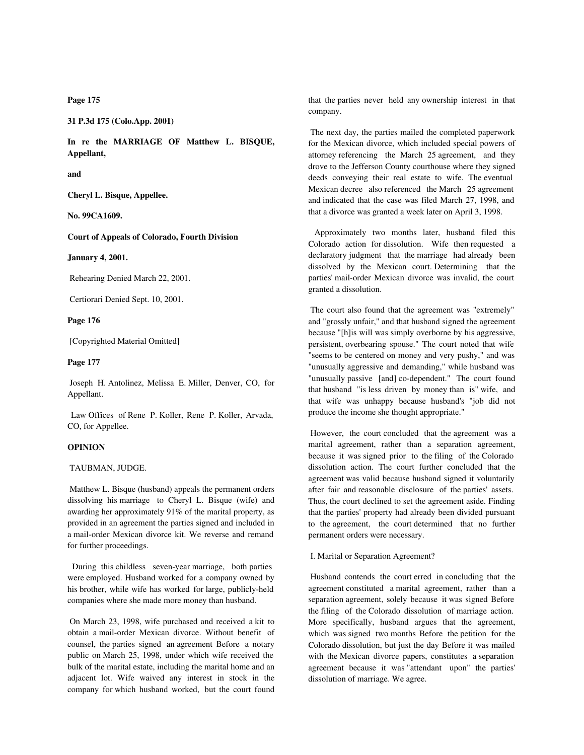**Page 175**

**31 P.3d 175 (Colo.App. 2001)**

**In re the MARRIAGE OF Matthew L. BISQUE, Appellant,**

**and**

**Cheryl L. Bisque, Appellee.**

**No. 99CA1609.**

**Court of Appeals of Colorado, Fourth Division**

**January 4, 2001.**

Rehearing Denied March 22, 2001.

Certiorari Denied Sept. 10, 2001.

**Page 176**

[Copyrighted Material Omitted]

**Page 177**

Joseph H. Antolinez, Melissa E. Miller, Denver, CO, for Appellant.

Law Offices of Rene P. Koller, Rene P. Koller, Arvada, CO, for Appellee.

**OPINION**

TAUBMAN, JUDGE.

Matthew L. Bisque (husband) appeals the permanent orders dissolving his marriage to Cheryl L. Bisque (wife) and awarding her approximately 91% of the marital property, as provided in an agreement the parties signed and included in a mail-order Mexican divorce kit. We reverse and remand for further proceedings.

During this childless seven-year marriage, both parties were employed. Husband worked for a company owned by his brother, while wife has worked for large, publicly-held companies where she made more money than husband.

On March 23, 1998, wife purchased and received a kit to obtain a mail-order Mexican divorce. Without benefit of counsel, the parties signed an agreement Before a notary public on March 25, 1998, under which wife received the bulk of the marital estate, including the marital home and an adjacent lot. Wife waived any interest in stock in the company for which husband worked, but the court found that the parties never held any ownership interest in that company.

The next day, the parties mailed the completed paperwork for the Mexican divorce, which included special powers of attorney referencing the March 25 agreement, and they drove to the Jefferson County courthouse where they signed deeds conveying their real estate to wife. The eventual Mexican decree also referenced the March 25 agreement and indicated that the case was filed March 27, 1998, and that a divorce was granted a week later on April 3, 1998.

Approximately two months later, husband filed this Colorado action for dissolution. Wife then requested a declaratory judgment that the marriage had already been dissolved by the Mexican court. Determining that the parties' mail-order Mexican divorce was invalid, the court granted a dissolution.

The court also found that the agreement was "extremely" and "grossly unfair," and that husband signed the agreement because "[h]is will was simply overborne by his aggressive, persistent, overbearing spouse." The court noted that wife "seems to be centered on money and very pushy," and was "unusually aggressive and demanding," while husband was "unusually passive [and] co-dependent." The court found that husband "is less driven by money than is" wife, and that wife was unhappy because husband's "job did not produce the income she thought appropriate."

However, the court concluded that the agreement was a marital agreement, rather than a separation agreement, because it was signed prior to the filing of the Colorado dissolution action. The court further concluded that the agreement was valid because husband signed it voluntarily after fair and reasonable disclosure of the parties' assets. Thus, the court declined to set the agreement aside. Finding that the parties' property had already been divided pursuant to the agreement, the court determined that no further permanent orders were necessary.

I. Marital or Separation Agreement?

Husband contends the court erred in concluding that the agreement constituted a marital agreement, rather than a separation agreement, solely because it was signed Before the filing of the Colorado dissolution of marriage action. More specifically, husband argues that the agreement, which was signed two months Before the petition for the Colorado dissolution, but just the day Before it was mailed with the Mexican divorce papers, constitutes a separation agreement because it was "attendant upon" the parties' dissolution of marriage. We agree.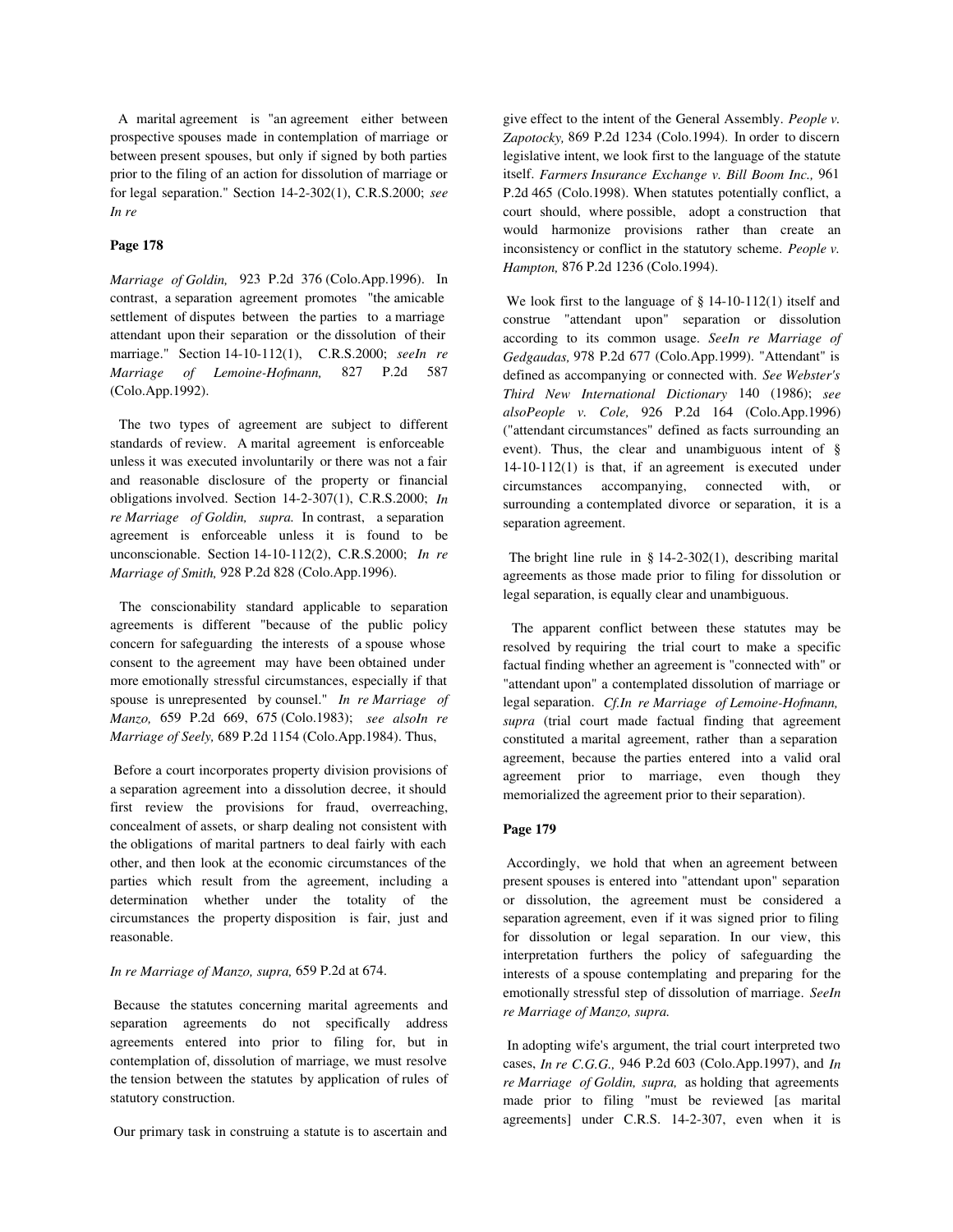A marital agreement is "an agreement either between prospective spouses made in contemplation of marriage or between present spouses, but only if signed by both parties prior to the filing of an action for dissolution of marriage or for legal separation." Section 14-2-302(1), C.R.S.2000; *see In re*

**Page 178**

*Marriage of Goldin,* 923 P.2d 376 (Colo.App.1996). In contrast, a separation agreement promotes "the amicable settlement of disputes between the parties to a marriage attendant upon their separation or the dissolution of their marriage." Section 14-10-112(1), C.R.S.2000; *seeIn re Marriage of Lemoine-Hofmann,* 827 P.2d 587 (Colo.App.1992).

The two types of agreement are subject to different standards of review. A marital agreement is enforceable unless it was executed involuntarily or there was not a fair and reasonable disclosure of the property or financial obligations involved. Section 14-2-307(1), C.R.S.2000; *In re Marriage of Goldin, supra.* In contrast, a separation agreement is enforceable unless it is found to be unconscionable. Section 14-10-112(2), C.R.S.2000; *In re Marriage of Smith,* 928 P.2d 828 (Colo.App.1996).

The conscionability standard applicable to separation agreements is different "because of the public policy concern for safeguarding the interests of a spouse whose consent to the agreement may have been obtained under more emotionally stressful circumstances, especially if that spouse is unrepresented by counsel." *In re Marriage of Manzo,* 659 P.2d 669, 675 (Colo.1983); *see alsoIn re Marriage of Seely,* 689 P.2d 1154 (Colo.App.1984). Thus,

Before a court incorporates property division provisions of a separation agreement into a dissolution decree, it should first review the provisions for fraud, overreaching, concealment of assets, or sharp dealing not consistent with the obligations of marital partners to deal fairly with each other, and then look at the economic circumstances of the parties which result from the agreement, including a determination whether under the totality of the circumstances the property disposition is fair, just and reasonable.

*In re Marriage of Manzo, supra,* 659 P.2d at 674.

Because the statutes concerning marital agreements and separation agreements do not specifically address agreements entered into prior to filing for, but in contemplation of, dissolution of marriage, we must resolve the tension between the statutes by application of rules of statutory construction.

Our primary task in construing a statute is to ascertain and give effect to the intent of the General Assembly. *People v. Zapotocky,* 869 P.2d 1234 (Colo.1994). In order to discern legislative intent, we look first to the language of the statute itself. *Farmers Insurance Exchange v. Bill Boom Inc.,* 961 P.2d 465 (Colo.1998). When statutes potentially conflict, a court should, where possible, adopt a construction that would harmonize provisions rather than create an inconsistency or conflict in the statutory scheme. *People v. Hampton,* 876 P.2d 1236 (Colo.1994).

We look first to the language of § 14-10-112(1) itself and construe "attendant upon" separation or dissolution according to its common usage. *SeeIn re Marriage of Gedgaudas,* 978 P.2d 677 (Colo.App.1999). "Attendant" is defined as accompanying or connected with. *See Webster's Third New International Dictionary* 140 (1986); *see alsoPeople v. Cole,* 926 P.2d 164 (Colo.App.1996) ("attendant circumstances" defined as facts surrounding an event). Thus, the clear and unambiguous intent of § 14-10-112(1) is that, if an agreement is executed under circumstances accompanying, connected with, or surrounding a contemplated divorce or separation, it is a separation agreement.

The bright line rule in § 14-2-302(1), describing marital agreements as those made prior to filing for dissolution or legal separation, is equally clear and unambiguous.

The apparent conflict between these statutes may be resolved by requiring the trial court to make a specific factual finding whether an agreement is "connected with" or "attendant upon" a contemplated dissolution of marriage or legal separation. *Cf.In re Marriage of Lemoine-Hofmann, supra* (trial court made factual finding that agreement constituted a marital agreement, rather than a separation agreement, because the parties entered into a valid oral agreement prior to marriage, even though they memorialized the agreement prior to their separation).

**Page 179**

Accordingly, we hold that when an agreement between present spouses is entered into "attendant upon" separation or dissolution, the agreement must be considered a separation agreement, even if it was signed prior to filing for dissolution or legal separation. In our view, this interpretation furthers the policy of safeguarding the interests of a spouse contemplating and preparing for the emotionally stressful step of dissolution of marriage. *SeeIn re Marriage of Manzo, supra.*

In adopting wife's argument, the trial court interpreted two cases, *In re C.G.G.,* 946 P.2d 603 (Colo.App.1997), and *In re Marriage of Goldin, supra,* as holding that agreements made prior to filing "must be reviewed [as marital agreements] under C.R.S. 14-2-307, even when it is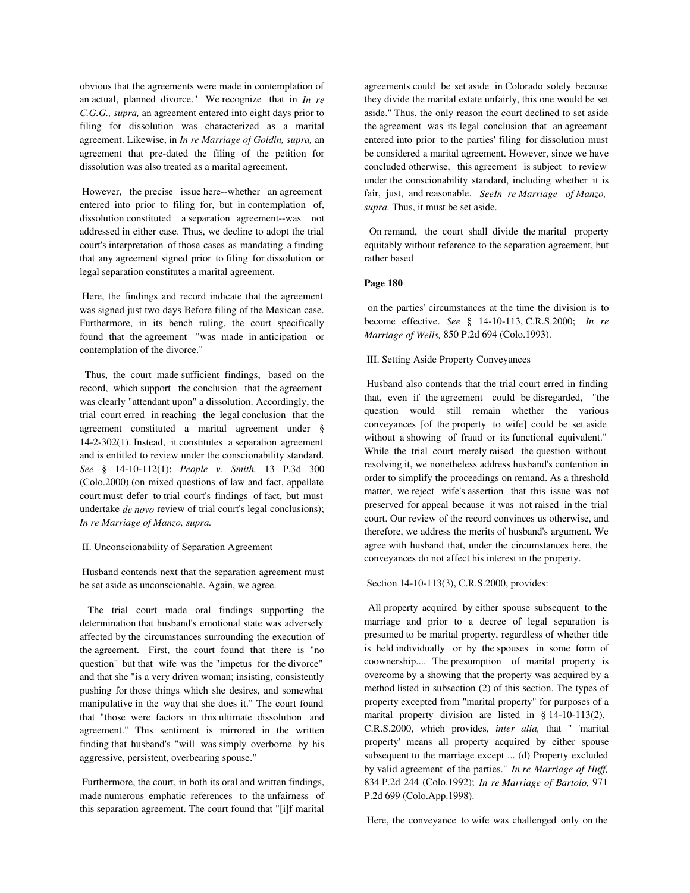obvious that the agreements were made in contemplation of an actual, planned divorce." We recognize that in *In re C.G.G., supra,* an agreement entered into eight days prior to filing for dissolution was characterized as a marital agreement. Likewise, in *In re Marriage of Goldin, supra,* an agreement that pre-dated the filing of the petition for dissolution was also treated as a marital agreement.

However, the precise issue here--whether an agreement entered into prior to filing for, but in contemplation of, dissolution constituted a separation agreement--was not addressed in either case. Thus, we decline to adopt the trial court's interpretation of those cases as mandating a finding that any agreement signed prior to filing for dissolution or legal separation constitutes a marital agreement.

Here, the findings and record indicate that the agreement was signed just two days Before filing of the Mexican case. Furthermore, in its bench ruling, the court specifically found that the agreement "was made in anticipation or contemplation of the divorce."

Thus, the court made sufficient findings, based on the record, which support the conclusion that the agreement was clearly "attendant upon" a dissolution. Accordingly, the trial court erred in reaching the legal conclusion that the agreement constituted a marital agreement under § 14-2-302(1). Instead, it constitutes a separation agreement and is entitled to review under the conscionability standard. *See* § 14-10-112(1); *People v. Smith,* 13 P.3d 300 (Colo.2000) (on mixed questions of law and fact, appellate court must defer to trial court's findings of fact, but must undertake *de novo* review of trial court's legal conclusions); *In re Marriage of Manzo, supra.*

II. Unconscionability of Separation Agreement

Husband contends next that the separation agreement must be set aside as unconscionable. Again, we agree.

The trial court made oral findings supporting the determination that husband's emotional state was adversely affected by the circumstances surrounding the execution of the agreement. First, the court found that there is "no question" but that wife was the "impetus for the divorce" and that she "is a very driven woman; insisting, consistently pushing for those things which she desires, and somewhat manipulative in the way that she does it." The court found that "those were factors in this ultimate dissolution and agreement." This sentiment is mirrored in the written finding that husband's "will was simply overborne by his aggressive, persistent, overbearing spouse."

Furthermore, the court, in both its oral and written findings, made numerous emphatic references to the unfairness of this separation agreement. The court found that "[i]f marital agreements could be set aside in Colorado solely because they divide the marital estate unfairly, this one would be set aside." Thus, the only reason the court declined to set aside the agreement was its legal conclusion that an agreement entered into prior to the parties' filing for dissolution must be considered a marital agreement. However, since we have concluded otherwise, this agreement is subject to review under the conscionability standard, including whether it is fair, just, and reasonable. *SeeIn re Marriage of Manzo, supra.* Thus, it must be set aside.

On remand, the court shall divide the marital property equitably without reference to the separation agreement, but rather based

**Page 180**

on the parties' circumstances at the time the division is to become effective. *See* § 14-10-113, C.R.S.2000; *In re Marriage of Wells,* 850 P.2d 694 (Colo.1993).

III. Setting Aside Property Conveyances

Husband also contends that the trial court erred in finding that, even if the agreement could be disregarded, "the question would still remain whether the various conveyances [of the property to wife] could be set aside without a showing of fraud or its functional equivalent." While the trial court merely raised the question without resolving it, we nonetheless address husband's contention in order to simplify the proceedings on remand. As a threshold matter, we reject wife's assertion that this issue was not preserved for appeal because it was not raised in the trial court. Our review of the record convinces us otherwise, and therefore, we address the merits of husband's argument. We agree with husband that, under the circumstances here, the conveyances do not affect his interest in the property.

Section 14-10-113(3), C.R.S.2000, provides:

All property acquired by either spouse subsequent to the marriage and prior to a decree of legal separation is presumed to be marital property, regardless of whether title is held individually or by the spouses in some form of coownership.... The presumption of marital property is overcome by a showing that the property was acquired by a method listed in subsection (2) of this section. The types of property excepted from "marital property" for purposes of a marital property division are listed in § 14-10-113(2), C.R.S.2000, which provides, *inter alia,* that " 'marital property' means all property acquired by either spouse subsequent to the marriage except ... (d) Property excluded by valid agreement of the parties." *In re Marriage of Huff,* 834 P.2d 244 (Colo.1992); *In re Marriage of Bartolo,* 971 P.2d 699 (Colo.App.1998).

Here, the conveyance to wife was challenged only on the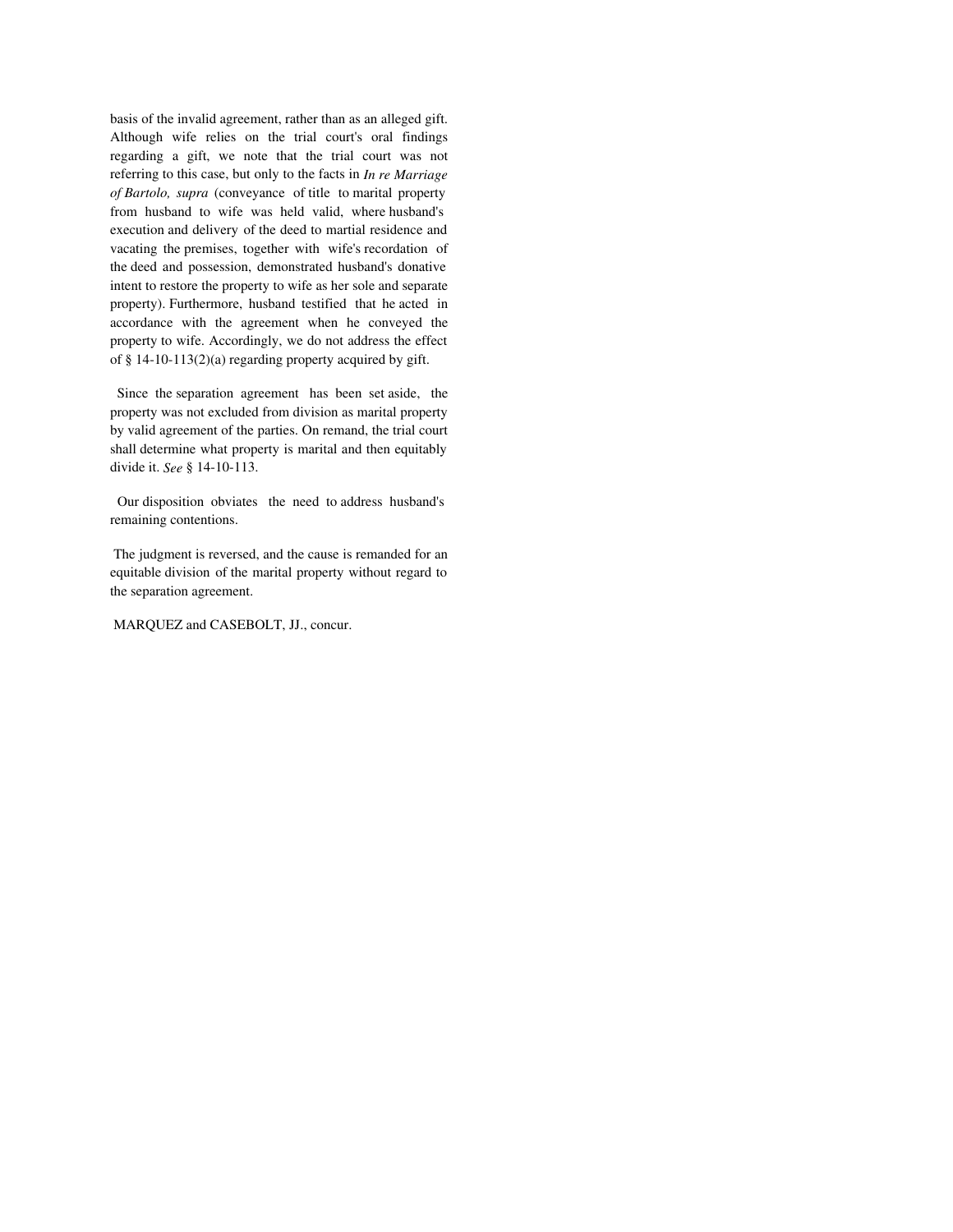basis of the invalid agreement, rather than as an alleged gift. Although wife relies on the trial court's oral findings regarding a gift, we note that the trial court was not referring to this case, but only to the facts in *In re Marriage of Bartolo, supra* (conveyance of title to marital property from husband to wife was held valid, where husband's execution and delivery of the deed to martial residence and vacating the premises, together with wife's recordation of the deed and possession, demonstrated husband's donative intent to restore the property to wife as her sole and separate property). Furthermore, husband testified that he acted in accordance with the agreement when he conveyed the property to wife. Accordingly, we do not address the effect of § 14-10-113(2)(a) regarding property acquired by gift.

Since the separation agreement has been set aside, the property was not excluded from division as marital property by valid agreement of the parties. On remand, the trial court shall determine what property is marital and then equitably divide it. *See* § 14-10-113.

Our disposition obviates the need to address husband's remaining contentions.

The judgment is reversed, and the cause is remanded for an equitable division of the marital property without regard to the separation agreement.

MARQUEZ and CASEBOLT, JJ., concur.